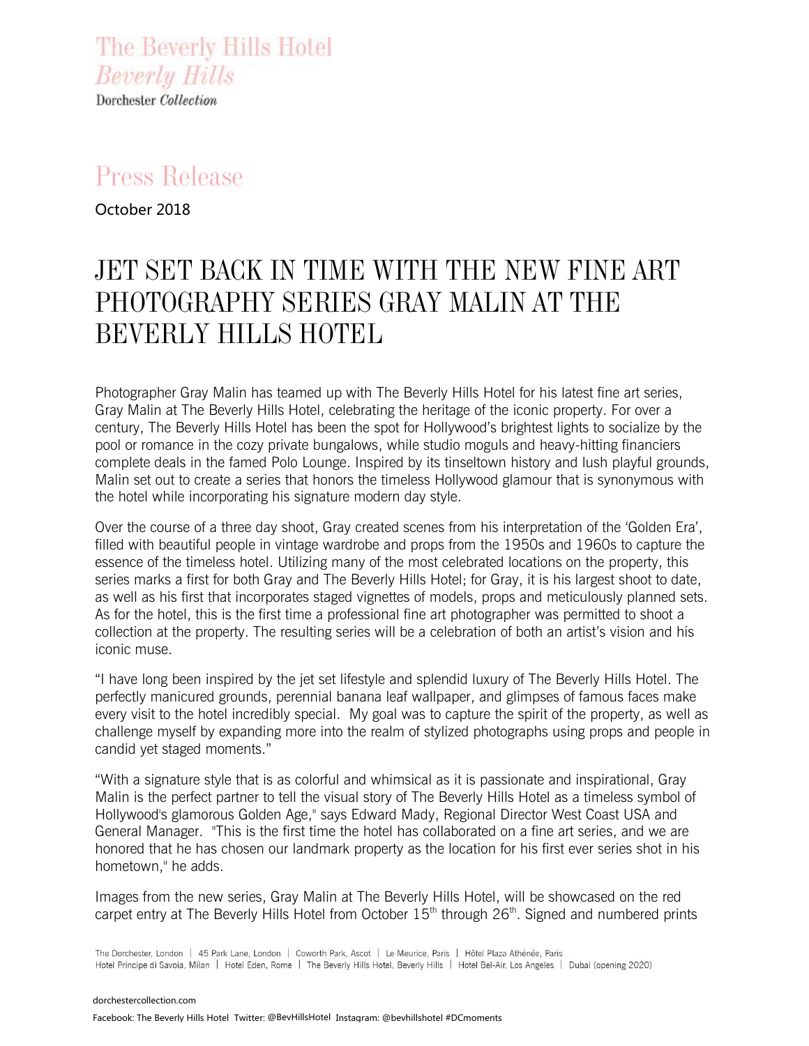The Beverly Hills Hotel
*Beverly Hills*
Dorchester *Collection*

## Press Release

October 2018

# JET SET BACK IN TIME WITH THE NEW FINE ART PHOTOGRAPHY SERIES GRAY MALIN AT THE BEVERLY HILLS HOTEL

Photographer Gray Malin has teamed up with The Beverly Hills Hotel for his latest fine art series, Gray Malin at The Beverly Hills Hotel, celebrating the heritage of the iconic property. For over a century, The Beverly Hills Hotel has been the spot for Hollywood's brightest lights to socialize by the pool or romance in the cozy private bungalows, while studio moguls and heavy-hitting financiers complete deals in the famed Polo Lounge. Inspired by its tinseltown history and lush playful grounds, Malin set out to create a series that honors the timeless Hollywood glamour that is synonymous with the hotel while incorporating his signature modern day style.

Over the course of a three day shoot, Gray created scenes from his interpretation of the 'Golden Era', filled with beautiful people in vintage wardrobe and props from the 1950s and 1960s to capture the essence of the timeless hotel. Utilizing many of the most celebrated locations on the property, this series marks a first for both Gray and The Beverly Hills Hotel; for Gray, it is his largest shoot to date, as well as his first that incorporates staged vignettes of models, props and meticulously planned sets. As for the hotel, this is the first time a professional fine art photographer was permitted to shoot a collection at the property. The resulting series will be a celebration of both an artist's vision and his iconic muse.

"I have long been inspired by the jet set lifestyle and splendid luxury of The Beverly Hills Hotel. The perfectly manicured grounds, perennial banana leaf wallpaper, and glimpses of famous faces make every visit to the hotel incredibly special. My goal was to capture the spirit of the property, as well as challenge myself by expanding more into the realm of stylized photographs using props and people in candid yet staged moments."

"With a signature style that is as colorful and whimsical as it is passionate and inspirational, Gray Malin is the perfect partner to tell the visual story of The Beverly Hills Hotel as a timeless symbol of Hollywood's glamorous Golden Age," says Edward Mady, Regional Director West Coast USA and General Manager. "This is the first time the hotel has collaborated on a fine art series, and we are honored that he has chosen our landmark property as the location for his first ever series shot in his hometown," he adds.

Images from the new series, Gray Malin at The Beverly Hills Hotel, will be showcased on the red carpet entry at The Beverly Hills Hotel from October 15th through 26th. Signed and numbered prints

The Dorchester, London | 45 Park Lane, London | Coworth Park, Ascot | Le Meurice, Paris | Hôtel Plaza Athénée, Paris
Hotel Principe di Savoia, Milan | Hotel Eden, Rome | The Beverly Hills Hotel, Beverly Hills | Hotel Bel-Air, Los Angeles | Dubai (opening 2020)

dorchestercollection.com
Facebook: The Beverly Hills Hotel Twitter: @BevHillsHotel Instagram: @bevhillshotel #DCmoments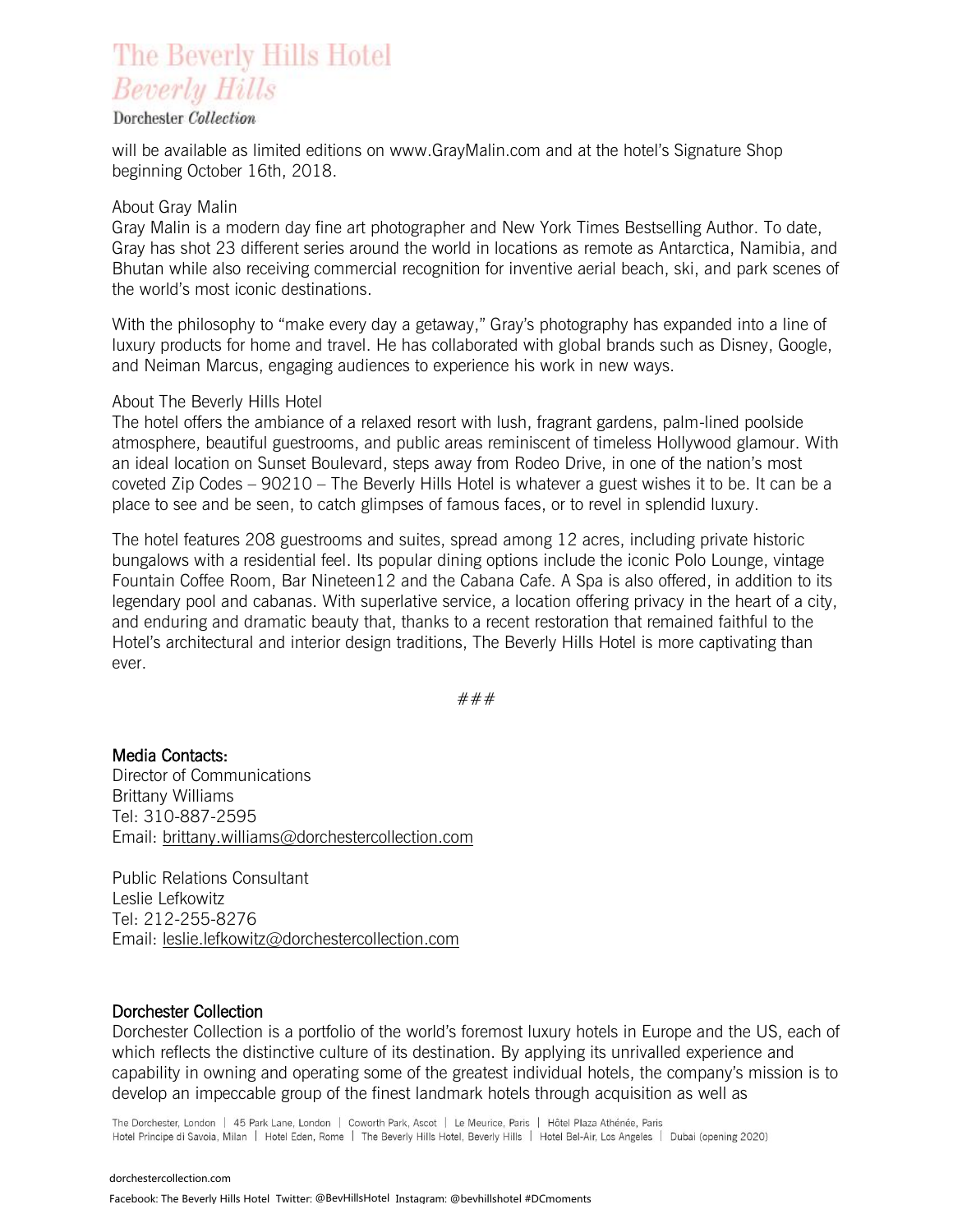will be available as limited editions on www.GrayMalin.com and at the hotel's Signature Shop beginning October 16th, 2018.

About Gray Malin
Gray Malin is a modern day fine art photographer and New York Times Bestselling Author. To date, Gray has shot 23 different series around the world in locations as remote as Antarctica, Namibia, and Bhutan while also receiving commercial recognition for inventive aerial beach, ski, and park scenes of the world's most iconic destinations.

With the philosophy to "make every day a getaway," Gray's photography has expanded into a line of luxury products for home and travel. He has collaborated with global brands such as Disney, Google, and Neiman Marcus, engaging audiences to experience his work in new ways.

About The Beverly Hills Hotel
The hotel offers the ambiance of a relaxed resort with lush, fragrant gardens, palm-lined poolside atmosphere, beautiful guestrooms, and public areas reminiscent of timeless Hollywood glamour. With an ideal location on Sunset Boulevard, steps away from Rodeo Drive, in one of the nation's most coveted Zip Codes – 90210 – The Beverly Hills Hotel is whatever a guest wishes it to be. It can be a place to see and be seen, to catch glimpses of famous faces, or to revel in splendid luxury.

The hotel features 208 guestrooms and suites, spread among 12 acres, including private historic bungalows with a residential feel. Its popular dining options include the iconic Polo Lounge, vintage Fountain Coffee Room, Bar Nineteen12 and the Cabana Cafe. A Spa is also offered, in addition to its legendary pool and cabanas. With superlative service, a location offering privacy in the heart of a city, and enduring and dramatic beauty that, thanks to a recent restoration that remained faithful to the Hotel's architectural and interior design traditions, The Beverly Hills Hotel is more captivating than ever.

###

**Media Contacts:**
Director of Communications
Brittany Williams
Tel: 310-887-2595
Email: brittany.williams@dorchestercollection.com

Public Relations Consultant
Leslie Lefkowitz
Tel: 212-255-8276
Email: leslie.lefkowitz@dorchestercollection.com

**Dorchester Collection**
Dorchester Collection is a portfolio of the world's foremost luxury hotels in Europe and the US, each of which reflects the distinctive culture of its destination. By applying its unrivalled experience and capability in owning and operating some of the greatest individual hotels, the company's mission is to develop an impeccable group of the finest landmark hotels through acquisition as well as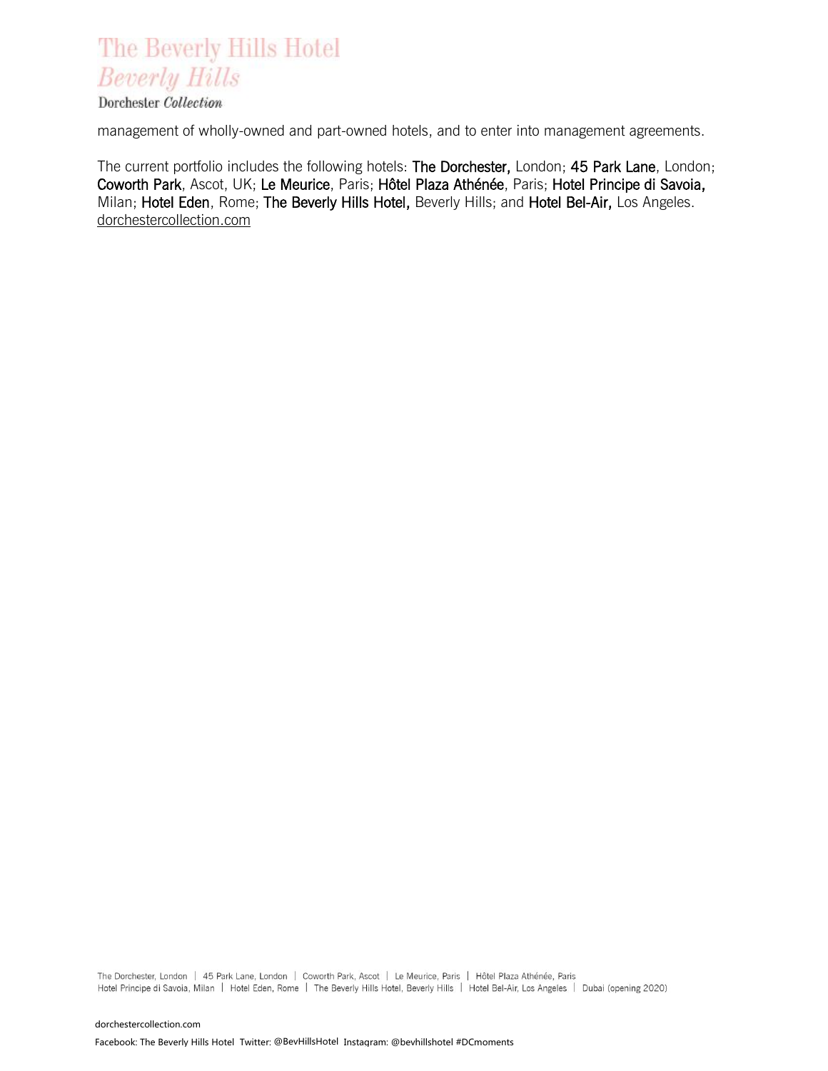management of wholly-owned and part-owned hotels, and to enter into management agreements.

The current portfolio includes the following hotels: **The Dorchester,** London; **45 Park Lane**, London; **Coworth Park**, Ascot, UK; **Le Meurice**, Paris; **Hôtel Plaza Athénée**, Paris; **Hotel Principe di Savoia,** Milan; **Hotel Eden**, Rome; **The Beverly Hills Hotel,** Beverly Hills; and **Hotel Bel-Air,** Los Angeles.
dorchestercollection.com